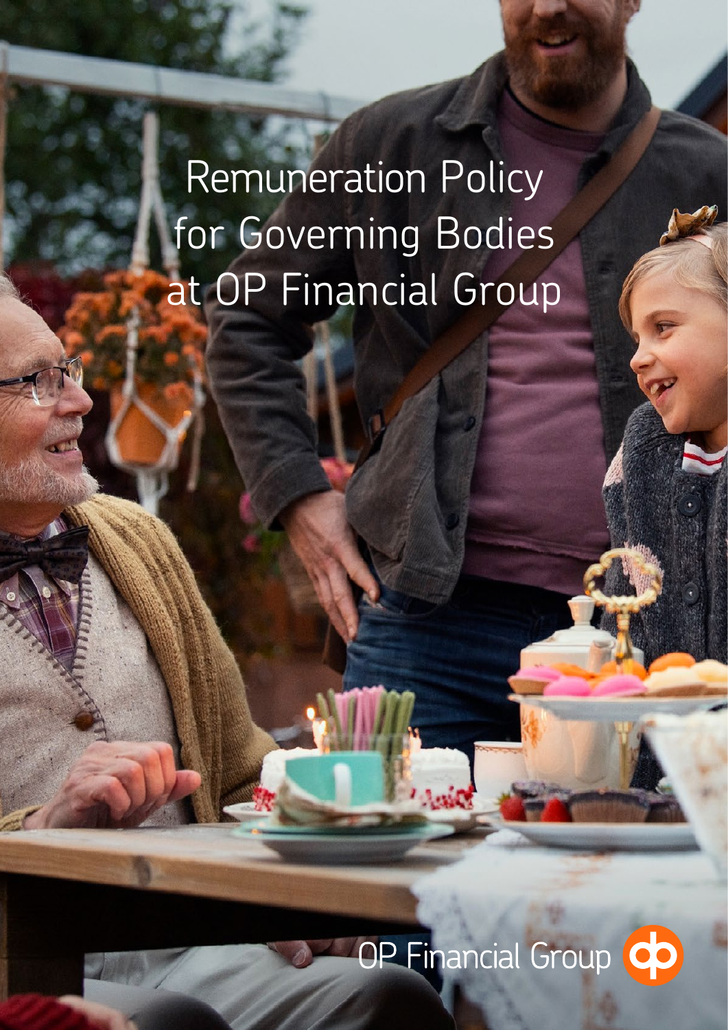# Remuneration Policy for Governing Bodies at OP Financial Group

OP Financial Group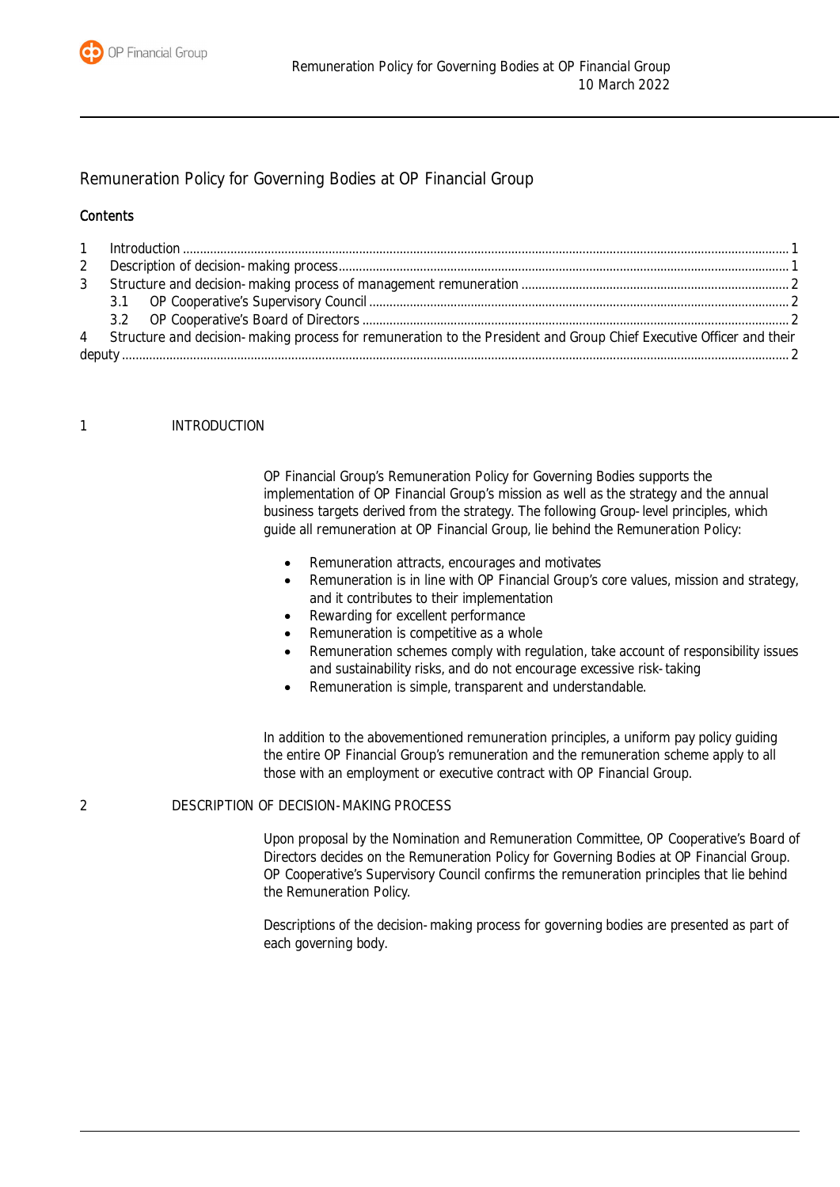# Remuneration Policy for Governing Bodies at OP Financial Group

**Contents**

1 Introduction ..... 1
2 Description of decision-making process ..... 1
3 Structure and decision-making process of management remuneration ..... 2
  3.1 OP Cooperative's Supervisory Council ..... 2
  3.2 OP Cooperative's Board of Directors ..... 2
4 Structure and decision-making process for remuneration to the President and Group Chief Executive Officer and their deputy ..... 2

## 1 INTRODUCTION

OP Financial Group's Remuneration Policy for Governing Bodies supports the implementation of OP Financial Group's mission as well as the strategy and the annual business targets derived from the strategy. The following Group-level principles, which guide all remuneration at OP Financial Group, lie behind the Remuneration Policy:

- Remuneration attracts, encourages and motivates
- Remuneration is in line with OP Financial Group's core values, mission and strategy, and it contributes to their implementation
- Rewarding for excellent performance
- Remuneration is competitive as a whole
- Remuneration schemes comply with regulation, take account of responsibility issues and sustainability risks, and do not encourage excessive risk-taking
- Remuneration is simple, transparent and understandable.

In addition to the abovementioned remuneration principles, a uniform pay policy guiding the entire OP Financial Group's remuneration and the remuneration scheme apply to all those with an employment or executive contract with OP Financial Group.

## 2 DESCRIPTION OF DECISION-MAKING PROCESS

Upon proposal by the Nomination and Remuneration Committee, OP Cooperative's Board of Directors decides on the Remuneration Policy for Governing Bodies at OP Financial Group. OP Cooperative's Supervisory Council confirms the remuneration principles that lie behind the Remuneration Policy.

Descriptions of the decision-making process for governing bodies are presented as part of each governing body.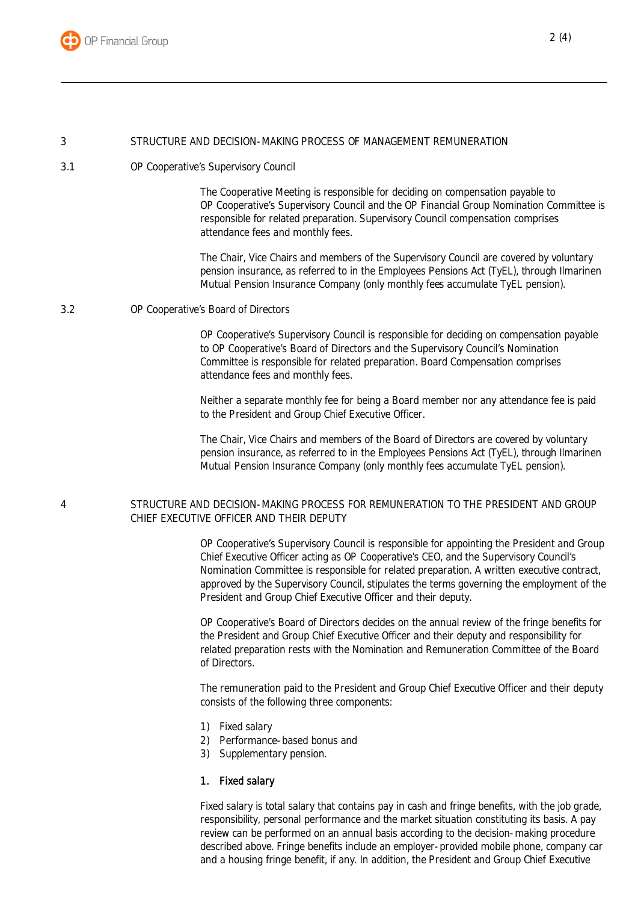## 3 STRUCTURE AND DECISION-MAKING PROCESS OF MANAGEMENT REMUNERATION

### 3.1 OP Cooperative's Supervisory Council

The Cooperative Meeting is responsible for deciding on compensation payable to OP Cooperative's Supervisory Council and the OP Financial Group Nomination Committee is responsible for related preparation. Supervisory Council compensation comprises attendance fees and monthly fees.

The Chair, Vice Chairs and members of the Supervisory Council are covered by voluntary pension insurance, as referred to in the Employees Pensions Act (TyEL), through Ilmarinen Mutual Pension Insurance Company (only monthly fees accumulate TyEL pension).

### 3.2 OP Cooperative's Board of Directors

OP Cooperative's Supervisory Council is responsible for deciding on compensation payable to OP Cooperative's Board of Directors and the Supervisory Council's Nomination Committee is responsible for related preparation. Board Compensation comprises attendance fees and monthly fees.

Neither a separate monthly fee for being a Board member nor any attendance fee is paid to the President and Group Chief Executive Officer.

The Chair, Vice Chairs and members of the Board of Directors are covered by voluntary pension insurance, as referred to in the Employees Pensions Act (TyEL), through Ilmarinen Mutual Pension Insurance Company (only monthly fees accumulate TyEL pension).

## 4 STRUCTURE AND DECISION-MAKING PROCESS FOR REMUNERATION TO THE PRESIDENT AND GROUP CHIEF EXECUTIVE OFFICER AND THEIR DEPUTY

OP Cooperative's Supervisory Council is responsible for appointing the President and Group Chief Executive Officer acting as OP Cooperative's CEO, and the Supervisory Council's Nomination Committee is responsible for related preparation. A written executive contract, approved by the Supervisory Council, stipulates the terms governing the employment of the President and Group Chief Executive Officer and their deputy.

OP Cooperative's Board of Directors decides on the annual review of the fringe benefits for the President and Group Chief Executive Officer and their deputy and responsibility for related preparation rests with the Nomination and Remuneration Committee of the Board of Directors.

The remuneration paid to the President and Group Chief Executive Officer and their deputy consists of the following three components:

1) Fixed salary
2) Performance-based bonus and
3) Supplementary pension.

### 1. Fixed salary

Fixed salary is total salary that contains pay in cash and fringe benefits, with the job grade, responsibility, personal performance and the market situation constituting its basis. A pay review can be performed on an annual basis according to the decision-making procedure described above. Fringe benefits include an employer-provided mobile phone, company car and a housing fringe benefit, if any. In addition, the President and Group Chief Executive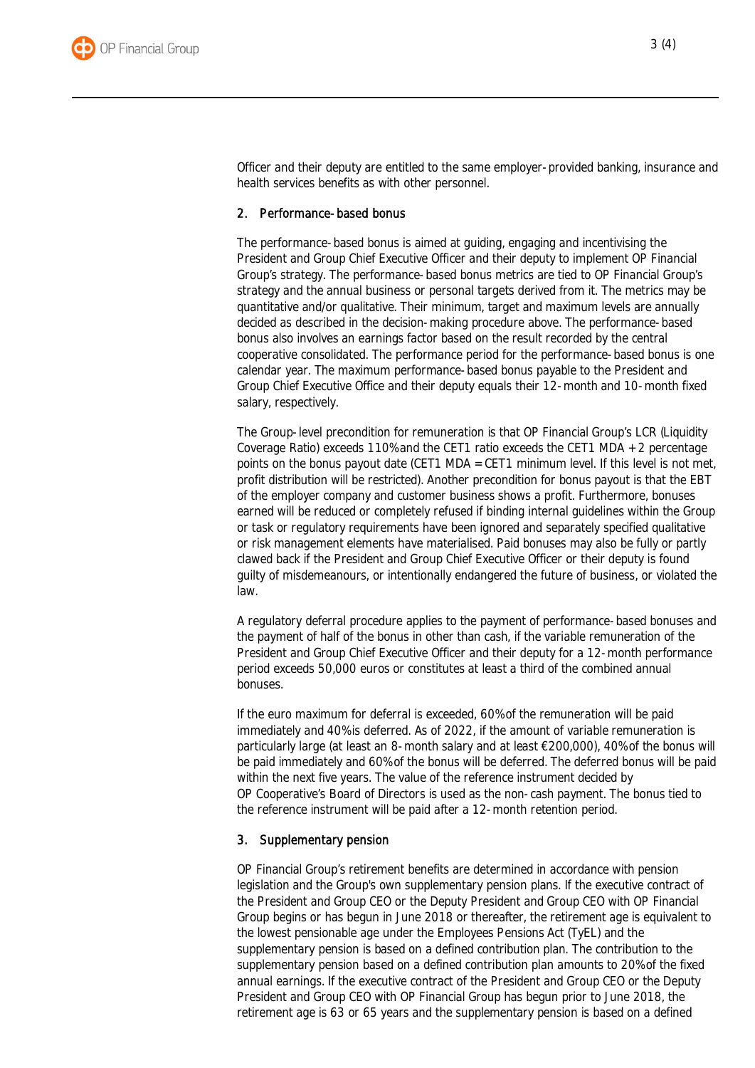Officer and their deputy are entitled to the same employer-provided banking, insurance and health services benefits as with other personnel.

## 2. Performance-based bonus

The performance-based bonus is aimed at guiding, engaging and incentivising the President and Group Chief Executive Officer and their deputy to implement OP Financial Group's strategy. The performance-based bonus metrics are tied to OP Financial Group's strategy and the annual business or personal targets derived from it. The metrics may be quantitative and/or qualitative. Their minimum, target and maximum levels are annually decided as described in the decision-making procedure above. The performance-based bonus also involves an earnings factor based on the result recorded by the central cooperative consolidated. The performance period for the performance-based bonus is one calendar year. The maximum performance-based bonus payable to the President and Group Chief Executive Office and their deputy equals their 12-month and 10-month fixed salary, respectively.

The Group-level precondition for remuneration is that OP Financial Group's LCR (Liquidity Coverage Ratio) exceeds 110% and the CET1 ratio exceeds the CET1 MDA + 2 percentage points on the bonus payout date (CET1 MDA = CET1 minimum level. If this level is not met, profit distribution will be restricted). Another precondition for bonus payout is that the EBT of the employer company and customer business shows a profit. Furthermore, bonuses earned will be reduced or completely refused if binding internal guidelines within the Group or task or regulatory requirements have been ignored and separately specified qualitative or risk management elements have materialised. Paid bonuses may also be fully or partly clawed back if the President and Group Chief Executive Officer or their deputy is found guilty of misdemeanours, or intentionally endangered the future of business, or violated the law.

A regulatory deferral procedure applies to the payment of performance-based bonuses and the payment of half of the bonus in other than cash, if the variable remuneration of the President and Group Chief Executive Officer and their deputy for a 12-month performance period exceeds 50,000 euros or constitutes at least a third of the combined annual bonuses.

If the euro maximum for deferral is exceeded, 60% of the remuneration will be paid immediately and 40% is deferred. As of 2022, if the amount of variable remuneration is particularly large (at least an 8-month salary and at least €200,000), 40% of the bonus will be paid immediately and 60% of the bonus will be deferred. The deferred bonus will be paid within the next five years. The value of the reference instrument decided by OP Cooperative's Board of Directors is used as the non-cash payment. The bonus tied to the reference instrument will be paid after a 12-month retention period.

## 3. Supplementary pension

OP Financial Group's retirement benefits are determined in accordance with pension legislation and the Group's own supplementary pension plans. If the executive contract of the President and Group CEO or the Deputy President and Group CEO with OP Financial Group begins or has begun in June 2018 or thereafter, the retirement age is equivalent to the lowest pensionable age under the Employees Pensions Act (TyEL) and the supplementary pension is based on a defined contribution plan. The contribution to the supplementary pension based on a defined contribution plan amounts to 20% of the fixed annual earnings. If the executive contract of the President and Group CEO or the Deputy President and Group CEO with OP Financial Group has begun prior to June 2018, the retirement age is 63 or 65 years and the supplementary pension is based on a defined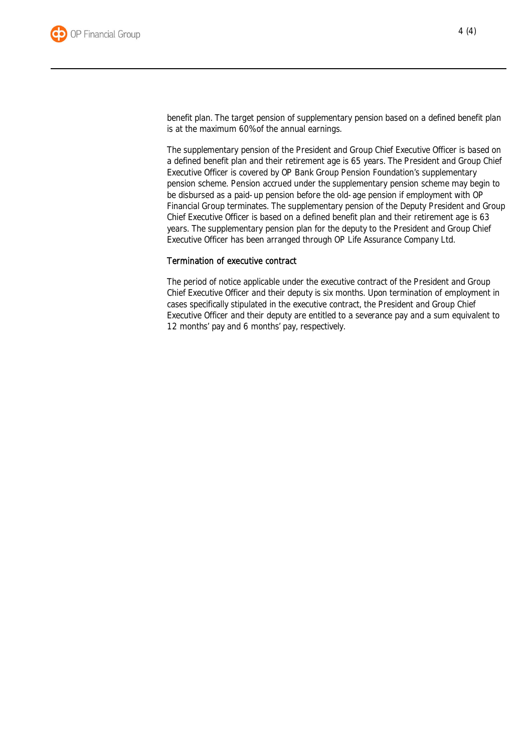benefit plan. The target pension of supplementary pension based on a defined benefit plan is at the maximum 60% of the annual earnings.

The supplementary pension of the President and Group Chief Executive Officer is based on a defined benefit plan and their retirement age is 65 years. The President and Group Chief Executive Officer is covered by OP Bank Group Pension Foundation's supplementary pension scheme. Pension accrued under the supplementary pension scheme may begin to be disbursed as a paid-up pension before the old-age pension if employment with OP Financial Group terminates. The supplementary pension of the Deputy President and Group Chief Executive Officer is based on a defined benefit plan and their retirement age is 63 years. The supplementary pension plan for the deputy to the President and Group Chief Executive Officer has been arranged through OP Life Assurance Company Ltd.

### Termination of executive contract

The period of notice applicable under the executive contract of the President and Group Chief Executive Officer and their deputy is six months. Upon termination of employment in cases specifically stipulated in the executive contract, the President and Group Chief Executive Officer and their deputy are entitled to a severance pay and a sum equivalent to 12 months' pay and 6 months' pay, respectively.